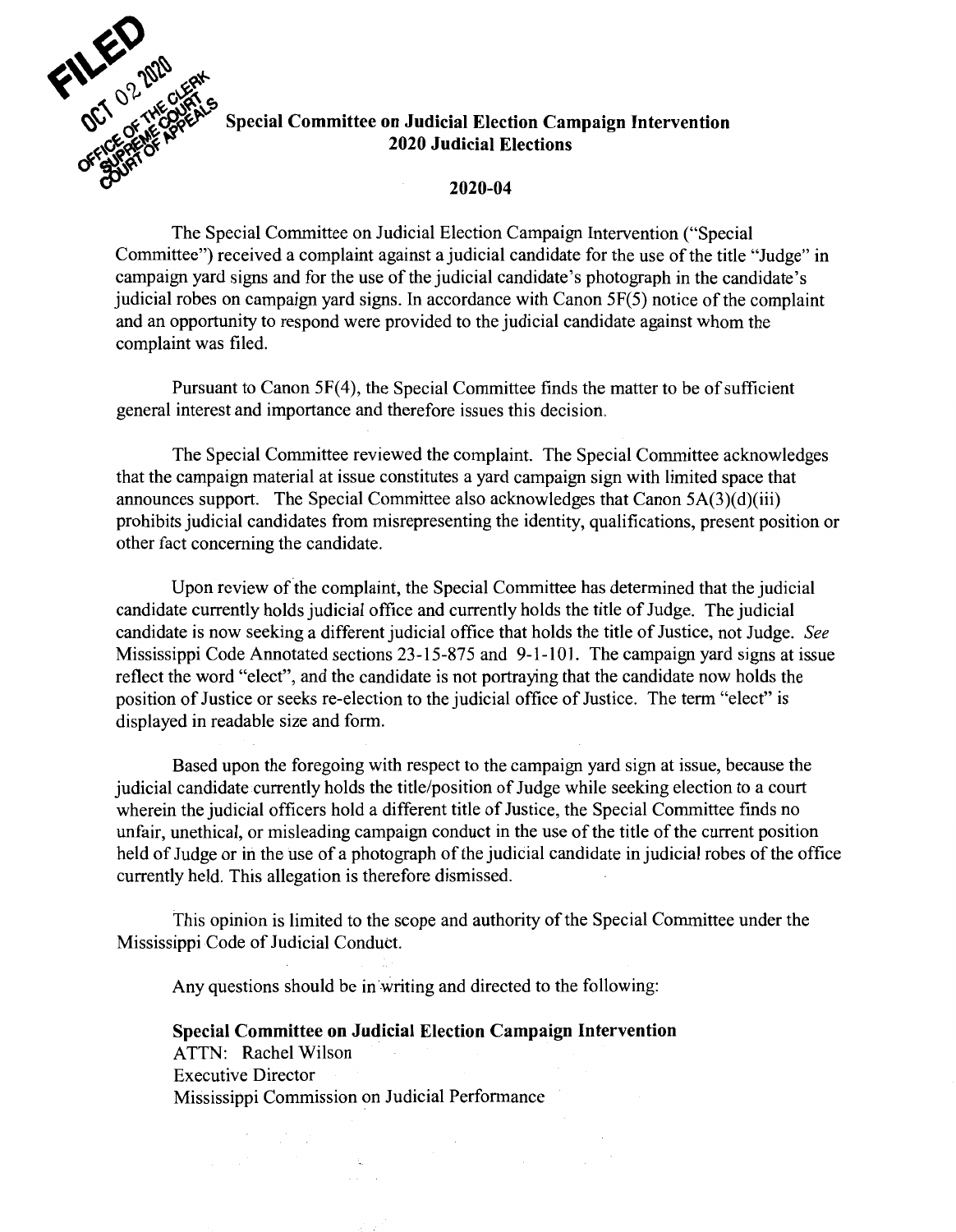FILED
OCT 02 2020
OFFICE OF THE CLERK
SUPREME COURT
COURT OF APPEALS

**Special Committee on Judicial Election Campaign Intervention**
**2020 Judicial Elections**

**2020-04**

The Special Committee on Judicial Election Campaign Intervention ("Special Committee") received a complaint against a judicial candidate for the use of the title "Judge" in campaign yard signs and for the use of the judicial candidate's photograph in the candidate's judicial robes on campaign yard signs. In accordance with Canon 5F(5) notice of the complaint and an opportunity to respond were provided to the judicial candidate against whom the complaint was filed.

Pursuant to Canon 5F(4), the Special Committee finds the matter to be of sufficient general interest and importance and therefore issues this decision.

The Special Committee reviewed the complaint. The Special Committee acknowledges that the campaign material at issue constitutes a yard campaign sign with limited space that announces support. The Special Committee also acknowledges that Canon 5A(3)(d)(iii) prohibits judicial candidates from misrepresenting the identity, qualifications, present position or other fact concerning the candidate.

Upon review of the complaint, the Special Committee has determined that the judicial candidate currently holds judicial office and currently holds the title of Judge. The judicial candidate is now seeking a different judicial office that holds the title of Justice, not Judge. *See* Mississippi Code Annotated sections 23-15-875 and 9-1-101. The campaign yard signs at issue reflect the word "elect", and the candidate is not portraying that the candidate now holds the position of Justice or seeks re-election to the judicial office of Justice. The term "elect" is displayed in readable size and form.

Based upon the foregoing with respect to the campaign yard sign at issue, because the judicial candidate currently holds the title/position of Judge while seeking election to a court wherein the judicial officers hold a different title of Justice, the Special Committee finds no unfair, unethical, or misleading campaign conduct in the use of the title of the current position held of Judge or in the use of a photograph of the judicial candidate in judicial robes of the office currently held. This allegation is therefore dismissed.

This opinion is limited to the scope and authority of the Special Committee under the Mississippi Code of Judicial Conduct.

Any questions should be in writing and directed to the following:

**Special Committee on Judicial Election Campaign Intervention**
ATTN: Rachel Wilson
Executive Director
Mississippi Commission on Judicial Performance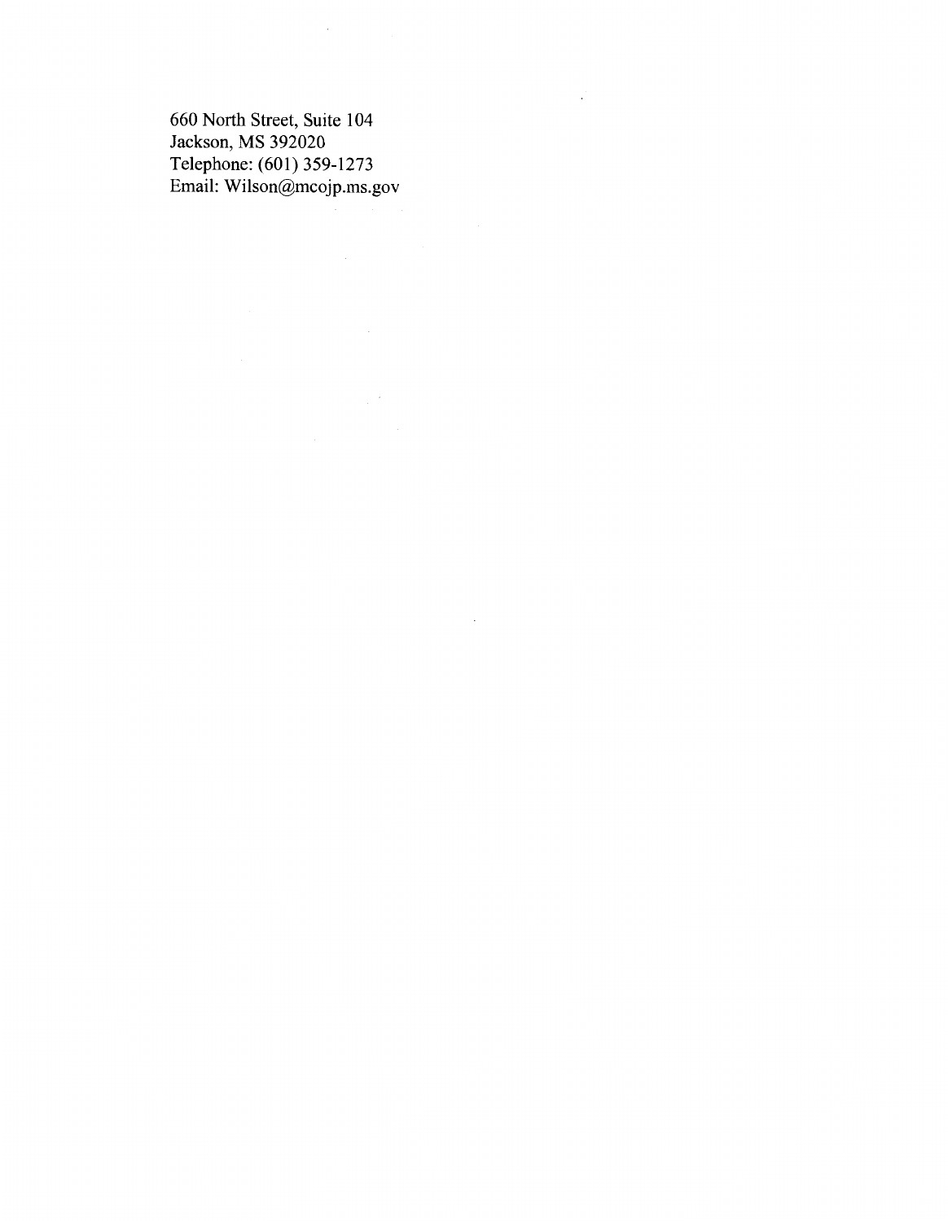660 North Street, Suite 104
Jackson, MS 392020
Telephone: (601) 359-1273
Email: Wilson@mcojp.ms.gov